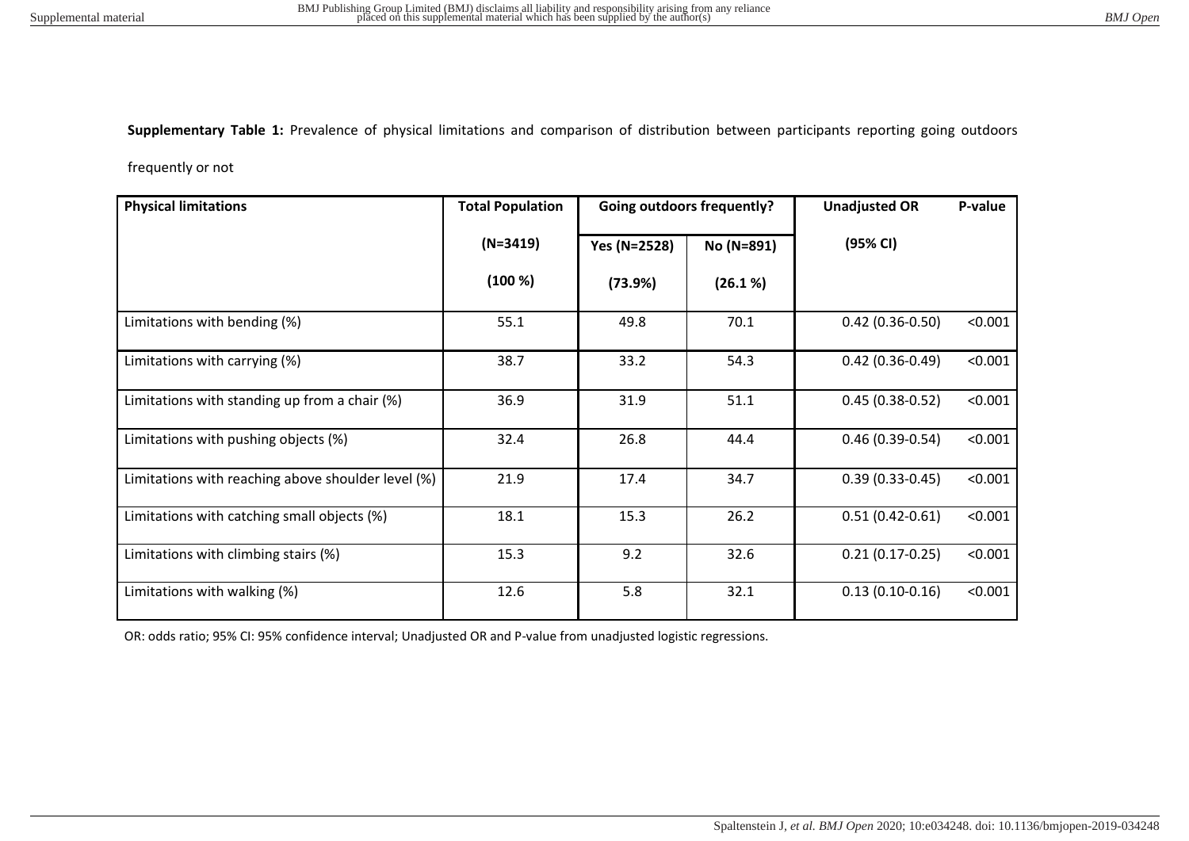**Supplementary Table 1:** Prevalence of physical limitations and comparison of distribution between participants reporting going outdoors frequently or not

| Physical limitations | Total Population (N=3419) (100 %) | Going outdoors frequently? | | Unadjusted OR (95% CI) | P-value |
|---|---|---|---|---|---|
| | | Yes (N=2528) (73.9%) | No (N=891) (26.1 %) | | |
| Limitations with bending (%) | 55.1 | 49.8 | 70.1 | 0.42 (0.36-0.50) | <0.001 |
| Limitations with carrying (%) | 38.7 | 33.2 | 54.3 | 0.42 (0.36-0.49) | <0.001 |
| Limitations with standing up from a chair (%) | 36.9 | 31.9 | 51.1 | 0.45 (0.38-0.52) | <0.001 |
| Limitations with pushing objects (%) | 32.4 | 26.8 | 44.4 | 0.46 (0.39-0.54) | <0.001 |
| Limitations with reaching above shoulder level (%) | 21.9 | 17.4 | 34.7 | 0.39 (0.33-0.45) | <0.001 |
| Limitations with catching small objects (%) | 18.1 | 15.3 | 26.2 | 0.51 (0.42-0.61) | <0.001 |
| Limitations with climbing stairs (%) | 15.3 | 9.2 | 32.6 | 0.21 (0.17-0.25) | <0.001 |
| Limitations with walking (%) | 12.6 | 5.8 | 32.1 | 0.13 (0.10-0.16) | <0.001 |

OR: odds ratio; 95% CI: 95% confidence interval; Unadjusted OR and P-value from unadjusted logistic regressions.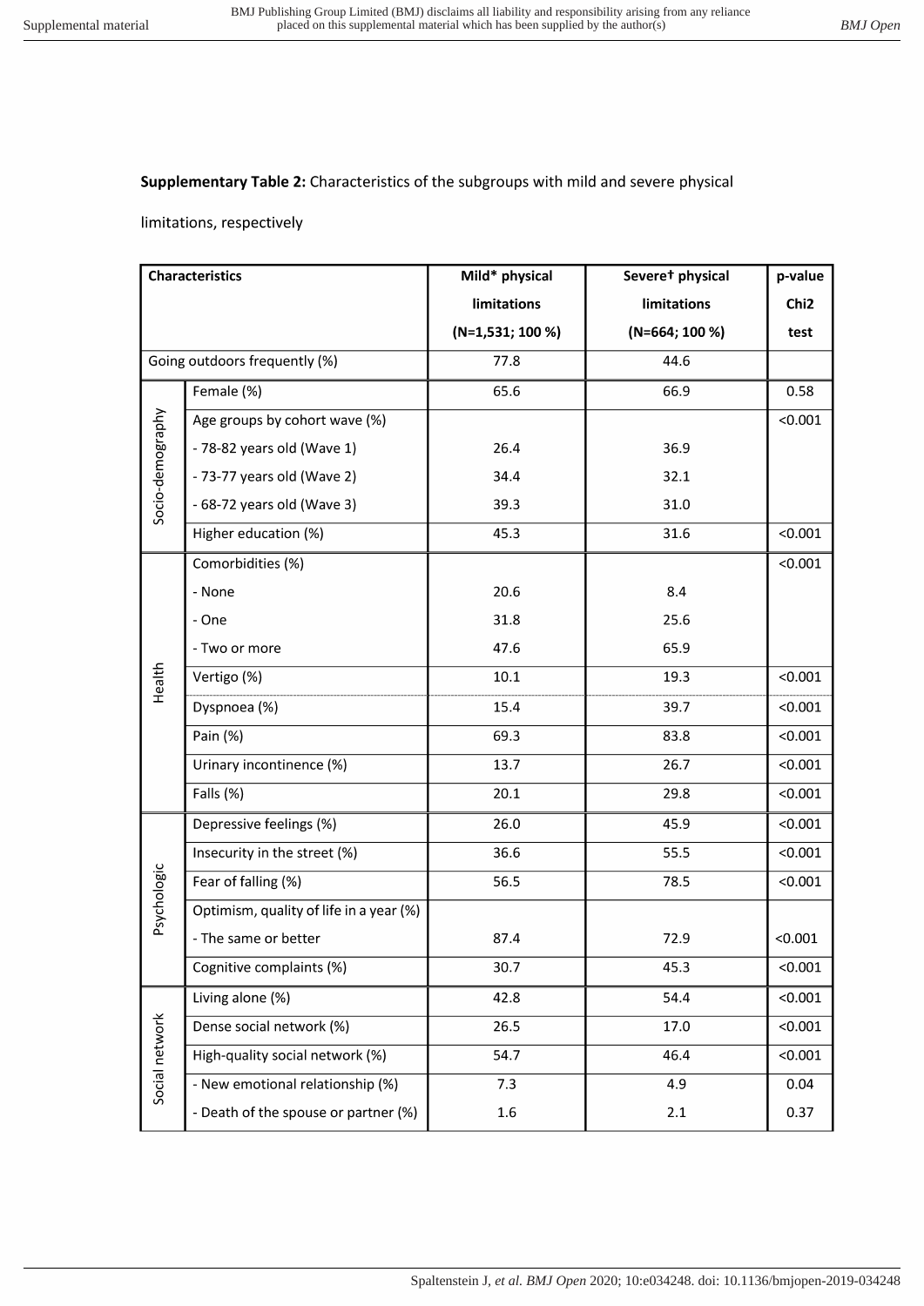**Supplementary Table 2:** Characteristics of the subgroups with mild and severe physical limitations, respectively

| Characteristics | | Mild* physical limitations (N=1,531; 100 %) | Severe† physical limitations (N=664; 100 %) | p-value Chi2 test |
|---|---|---|---|---|
| Going outdoors frequently (%) | | 77.8 | 44.6 | |
| Socio-demography | Female (%) | 65.6 | 66.9 | 0.58 |
| | Age groups by cohort wave (%) | | | <0.001 |
| | - 78-82 years old (Wave 1) | 26.4 | 36.9 | |
| | - 73-77 years old (Wave 2) | 34.4 | 32.1 | |
| | - 68-72 years old (Wave 3) | 39.3 | 31.0 | |
| | Higher education (%) | 45.3 | 31.6 | <0.001 |
| Health | Comorbidities (%) | | | <0.001 |
| | - None | 20.6 | 8.4 | |
| | - One | 31.8 | 25.6 | |
| | - Two or more | 47.6 | 65.9 | |
| | Vertigo (%) | 10.1 | 19.3 | <0.001 |
| | Dyspnoea (%) | 15.4 | 39.7 | <0.001 |
| | Pain (%) | 69.3 | 83.8 | <0.001 |
| | Urinary incontinence (%) | 13.7 | 26.7 | <0.001 |
| | Falls (%) | 20.1 | 29.8 | <0.001 |
| Psychologic | Depressive feelings (%) | 26.0 | 45.9 | <0.001 |
| | Insecurity in the street (%) | 36.6 | 55.5 | <0.001 |
| | Fear of falling (%) | 56.5 | 78.5 | <0.001 |
| | Optimism, quality of life in a year (%) | | | |
| | - The same or better | 87.4 | 72.9 | <0.001 |
| | Cognitive complaints (%) | 30.7 | 45.3 | <0.001 |
| Social network | Living alone (%) | 42.8 | 54.4 | <0.001 |
| | Dense social network (%) | 26.5 | 17.0 | <0.001 |
| | High-quality social network (%) | 54.7 | 46.4 | <0.001 |
| | - New emotional relationship (%) | 7.3 | 4.9 | 0.04 |
| | - Death of the spouse or partner (%) | 1.6 | 2.1 | 0.37 |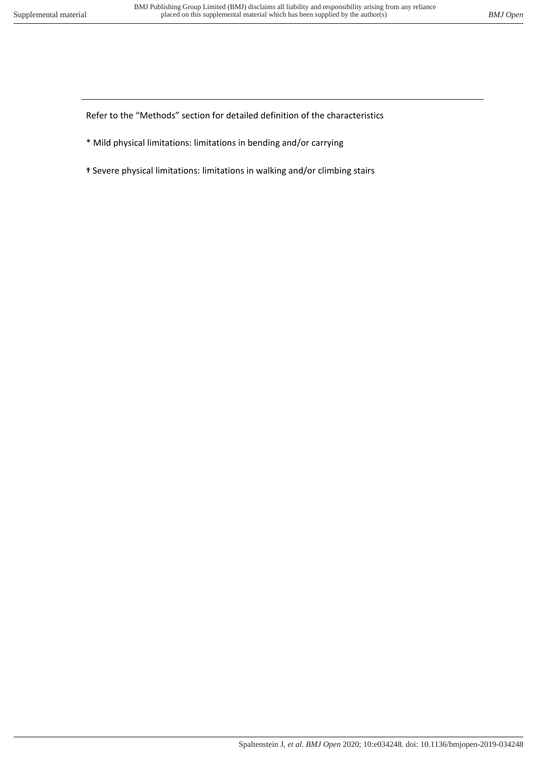Refer to the “Methods” section for detailed definition of the characteristics

* Mild physical limitations: limitations in bending and/or carrying

† Severe physical limitations: limitations in walking and/or climbing stairs